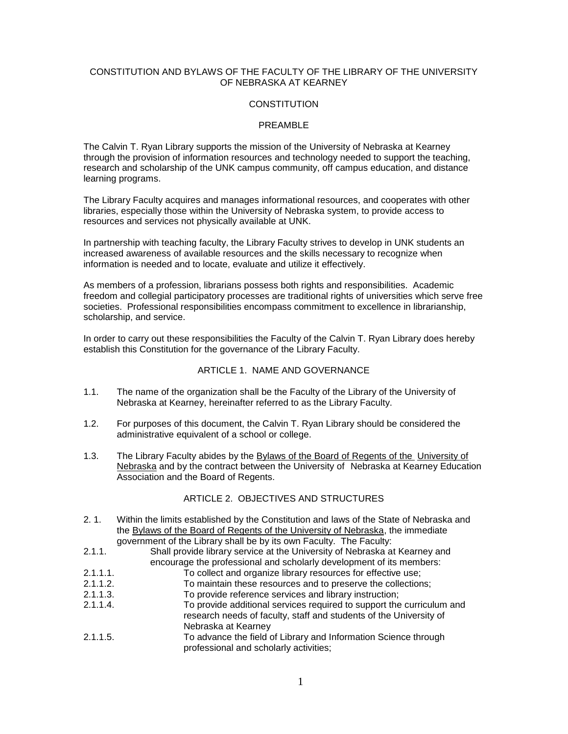# CONSTITUTION AND BYLAWS OF THE FACULTY OF THE LIBRARY OF THE UNIVERSITY OF NEBRASKA AT KEARNEY

## CONSTITUTION

### PREAMBLE

The Calvin T. Ryan Library supports the mission of the University of Nebraska at Kearney through the provision of information resources and technology needed to support the teaching, research and scholarship of the UNK campus community, off campus education, and distance learning programs.

The Library Faculty acquires and manages informational resources, and cooperates with other libraries, especially those within the University of Nebraska system, to provide access to resources and services not physically available at UNK.

In partnership with teaching faculty, the Library Faculty strives to develop in UNK students an increased awareness of available resources and the skills necessary to recognize when information is needed and to locate, evaluate and utilize it effectively.

As members of a profession, librarians possess both rights and responsibilities. Academic freedom and collegial participatory processes are traditional rights of universities which serve free societies. Professional responsibilities encompass commitment to excellence in librarianship, scholarship, and service.

In order to carry out these responsibilities the Faculty of the Calvin T. Ryan Library does hereby establish this Constitution for the governance of the Library Faculty.

### ARTICLE 1. NAME AND GOVERNANCE

1.1. The name of the organization shall be the Faculty of the Library of the University of Nebraska at Kearney, hereinafter referred to as the Library Faculty.

1.2. For purposes of this document, the Calvin T. Ryan Library should be considered the administrative equivalent of a school or college.

1.3. The Library Faculty abides by the Bylaws of the Board of Regents of the University of Nebraska and by the contract between the University of Nebraska at Kearney Education Association and the Board of Regents.

### ARTICLE 2. OBJECTIVES AND STRUCTURES

2. 1. Within the limits established by the Constitution and laws of the State of Nebraska and the Bylaws of the Board of Regents of the University of Nebraska, the immediate government of the Library shall be by its own Faculty. The Faculty:

2.1.1. Shall provide library service at the University of Nebraska at Kearney and encourage the professional and scholarly development of its members:

2.1.1.1. To collect and organize library resources for effective use;

2.1.1.2. To maintain these resources and to preserve the collections;

2.1.1.3. To provide reference services and library instruction;

2.1.1.4. To provide additional services required to support the curriculum and research needs of faculty, staff and students of the University of Nebraska at Kearney

2.1.1.5. To advance the field of Library and Information Science through professional and scholarly activities;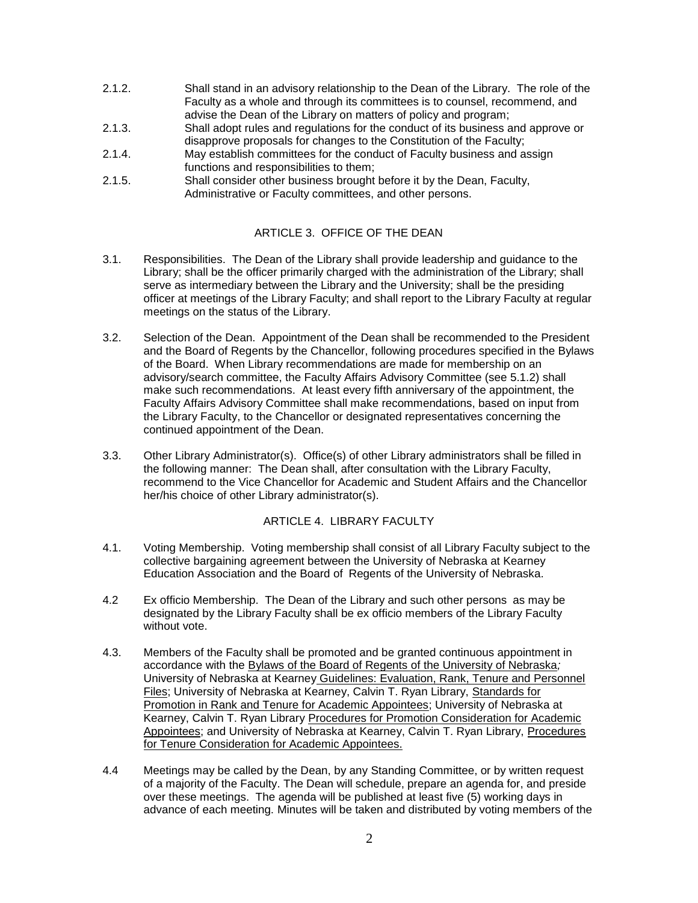2.1.2. Shall stand in an advisory relationship to the Dean of the Library. The role of the Faculty as a whole and through its committees is to counsel, recommend, and advise the Dean of the Library on matters of policy and program;

2.1.3. Shall adopt rules and regulations for the conduct of its business and approve or disapprove proposals for changes to the Constitution of the Faculty;

2.1.4. May establish committees for the conduct of Faculty business and assign functions and responsibilities to them;

2.1.5. Shall consider other business brought before it by the Dean, Faculty, Administrative or Faculty committees, and other persons.

## ARTICLE 3. OFFICE OF THE DEAN

3.1. Responsibilities. The Dean of the Library shall provide leadership and guidance to the Library; shall be the officer primarily charged with the administration of the Library; shall serve as intermediary between the Library and the University; shall be the presiding officer at meetings of the Library Faculty; and shall report to the Library Faculty at regular meetings on the status of the Library.

3.2. Selection of the Dean. Appointment of the Dean shall be recommended to the President and the Board of Regents by the Chancellor, following procedures specified in the Bylaws of the Board. When Library recommendations are made for membership on an advisory/search committee, the Faculty Affairs Advisory Committee (see 5.1.2) shall make such recommendations. At least every fifth anniversary of the appointment, the Faculty Affairs Advisory Committee shall make recommendations, based on input from the Library Faculty, to the Chancellor or designated representatives concerning the continued appointment of the Dean.

3.3. Other Library Administrator(s). Office(s) of other Library administrators shall be filled in the following manner: The Dean shall, after consultation with the Library Faculty, recommend to the Vice Chancellor for Academic and Student Affairs and the Chancellor her/his choice of other Library administrator(s).

## ARTICLE 4. LIBRARY FACULTY

4.1. Voting Membership. Voting membership shall consist of all Library Faculty subject to the collective bargaining agreement between the University of Nebraska at Kearney Education Association and the Board of Regents of the University of Nebraska.

4.2 Ex officio Membership. The Dean of the Library and such other persons as may be designated by the Library Faculty shall be ex officio members of the Library Faculty without vote.

4.3. Members of the Faculty shall be promoted and be granted continuous appointment in accordance with the Bylaws of the Board of Regents of the University of Nebraska*;* University of Nebraska at Kearney Guidelines: Evaluation, Rank, Tenure and Personnel Files; University of Nebraska at Kearney, Calvin T. Ryan Library, Standards for Promotion in Rank and Tenure for Academic Appointees; University of Nebraska at Kearney, Calvin T. Ryan Library Procedures for Promotion Consideration for Academic Appointees; and University of Nebraska at Kearney, Calvin T. Ryan Library, Procedures for Tenure Consideration for Academic Appointees.

4.4 Meetings may be called by the Dean, by any Standing Committee, or by written request of a majority of the Faculty. The Dean will schedule, prepare an agenda for, and preside over these meetings. The agenda will be published at least five (5) working days in advance of each meeting. Minutes will be taken and distributed by voting members of the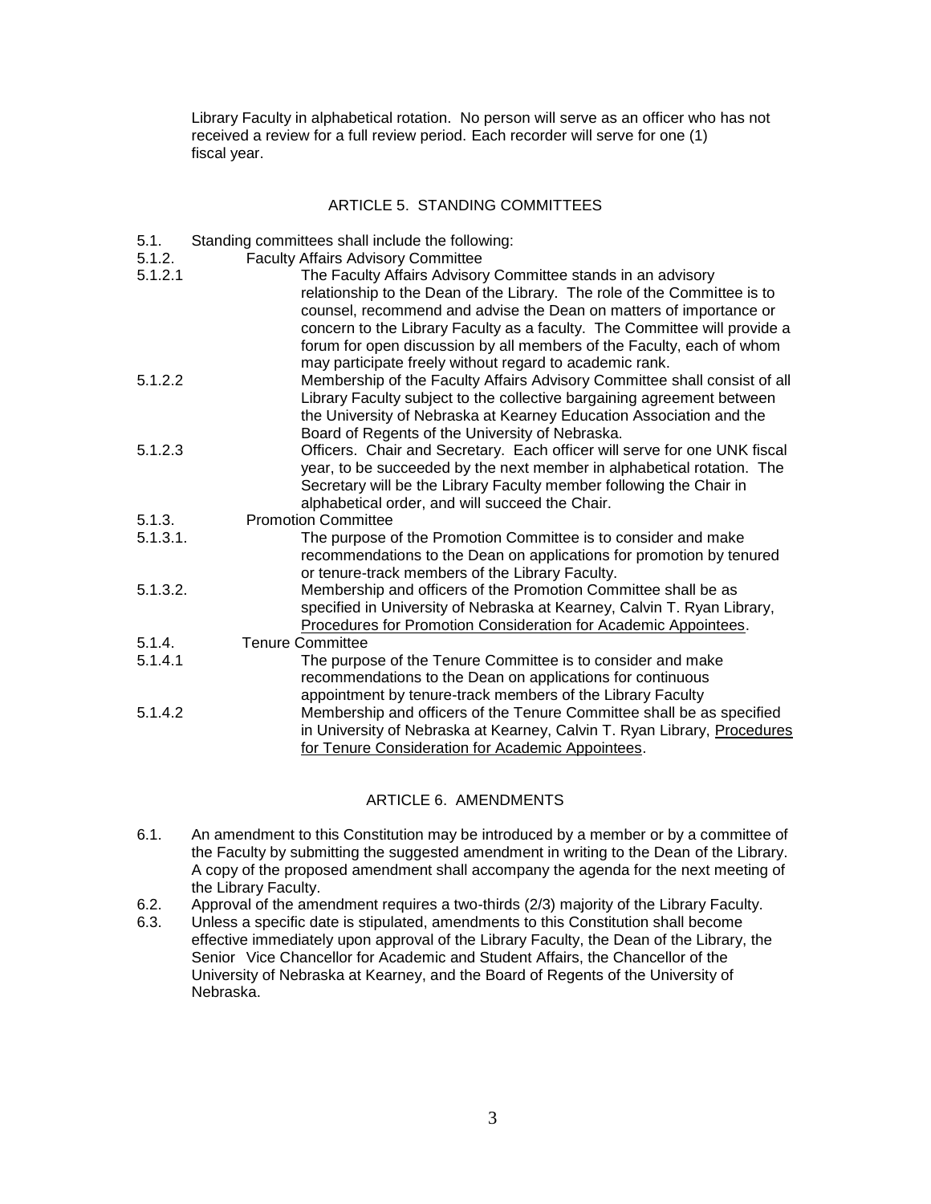Library Faculty in alphabetical rotation. No person will serve as an officer who has not received a review for a full review period. Each recorder will serve for one (1) fiscal year.

## ARTICLE 5. STANDING COMMITTEES

5.1. Standing committees shall include the following:

5.1.2. Faculty Affairs Advisory Committee

5.1.2.1 The Faculty Affairs Advisory Committee stands in an advisory relationship to the Dean of the Library. The role of the Committee is to counsel, recommend and advise the Dean on matters of importance or concern to the Library Faculty as a faculty. The Committee will provide a forum for open discussion by all members of the Faculty, each of whom may participate freely without regard to academic rank.

5.1.2.2 Membership of the Faculty Affairs Advisory Committee shall consist of all Library Faculty subject to the collective bargaining agreement between the University of Nebraska at Kearney Education Association and the Board of Regents of the University of Nebraska.

5.1.2.3 Officers. Chair and Secretary. Each officer will serve for one UNK fiscal year, to be succeeded by the next member in alphabetical rotation. The Secretary will be the Library Faculty member following the Chair in alphabetical order, and will succeed the Chair.

5.1.3. Promotion Committee

5.1.3.1. The purpose of the Promotion Committee is to consider and make recommendations to the Dean on applications for promotion by tenured or tenure-track members of the Library Faculty.

5.1.3.2. Membership and officers of the Promotion Committee shall be as specified in University of Nebraska at Kearney, Calvin T. Ryan Library, Procedures for Promotion Consideration for Academic Appointees.

5.1.4. Tenure Committee

5.1.4.1 The purpose of the Tenure Committee is to consider and make recommendations to the Dean on applications for continuous appointment by tenure-track members of the Library Faculty

5.1.4.2 Membership and officers of the Tenure Committee shall be as specified in University of Nebraska at Kearney, Calvin T. Ryan Library, Procedures for Tenure Consideration for Academic Appointees.

## ARTICLE 6. AMENDMENTS

6.1. An amendment to this Constitution may be introduced by a member or by a committee of the Faculty by submitting the suggested amendment in writing to the Dean of the Library. A copy of the proposed amendment shall accompany the agenda for the next meeting of the Library Faculty.

6.2. Approval of the amendment requires a two-thirds (2/3) majority of the Library Faculty.

6.3. Unless a specific date is stipulated, amendments to this Constitution shall become effective immediately upon approval of the Library Faculty, the Dean of the Library, the Senior Vice Chancellor for Academic and Student Affairs, the Chancellor of the University of Nebraska at Kearney, and the Board of Regents of the University of Nebraska.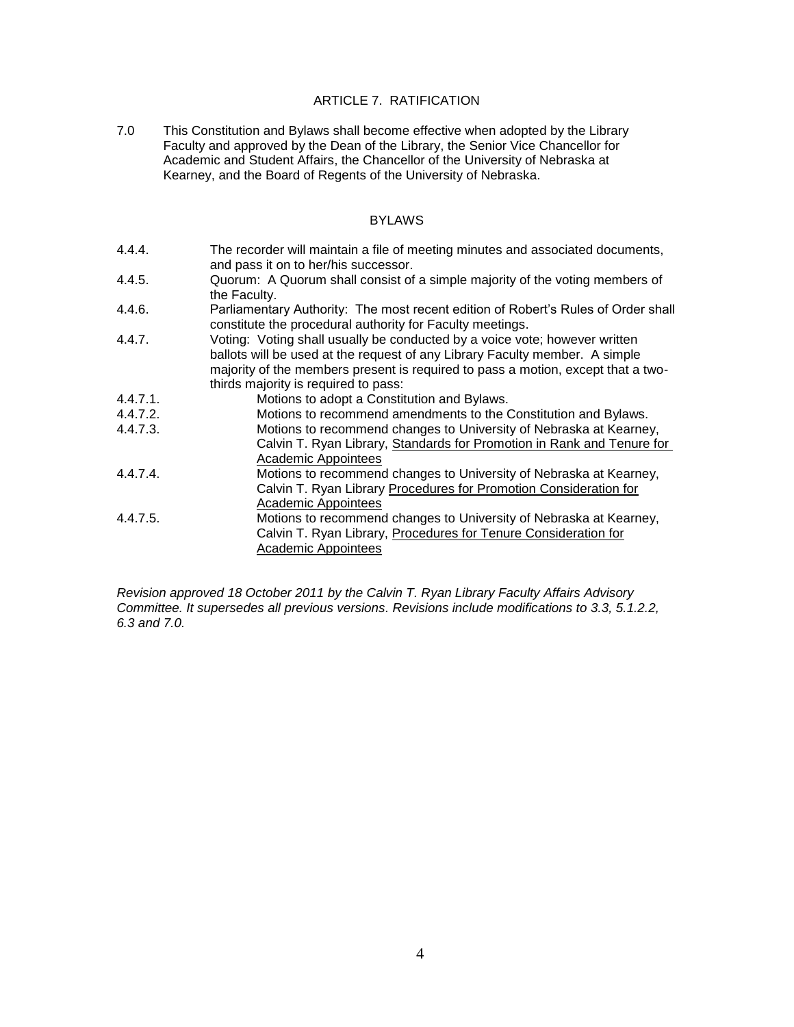## ARTICLE 7. RATIFICATION

7.0 This Constitution and Bylaws shall become effective when adopted by the Library Faculty and approved by the Dean of the Library, the Senior Vice Chancellor for Academic and Student Affairs, the Chancellor of the University of Nebraska at Kearney, and the Board of Regents of the University of Nebraska.

## BYLAWS

4.4.4. The recorder will maintain a file of meeting minutes and associated documents, and pass it on to her/his successor.

4.4.5. Quorum: A Quorum shall consist of a simple majority of the voting members of the Faculty.

4.4.6. Parliamentary Authority: The most recent edition of Robert's Rules of Order shall constitute the procedural authority for Faculty meetings.

4.4.7. Voting: Voting shall usually be conducted by a voice vote; however written ballots will be used at the request of any Library Faculty member. A simple majority of the members present is required to pass a motion, except that a two-thirds majority is required to pass:

4.4.7.1. Motions to adopt a Constitution and Bylaws.

4.4.7.2. Motions to recommend amendments to the Constitution and Bylaws.

4.4.7.3. Motions to recommend changes to University of Nebraska at Kearney, Calvin T. Ryan Library, <u>Standards for Promotion in Rank and Tenure for Academic Appointees</u>

4.4.7.4. Motions to recommend changes to University of Nebraska at Kearney, Calvin T. Ryan Library <u>Procedures for Promotion Consideration for Academic Appointees</u>

4.4.7.5. Motions to recommend changes to University of Nebraska at Kearney, Calvin T. Ryan Library, <u>Procedures for Tenure Consideration for Academic Appointees</u>

*Revision approved 18 October 2011 by the Calvin T. Ryan Library Faculty Affairs Advisory Committee. It supersedes all previous versions. Revisions include modifications to 3.3, 5.1.2.2, 6.3 and 7.0.*